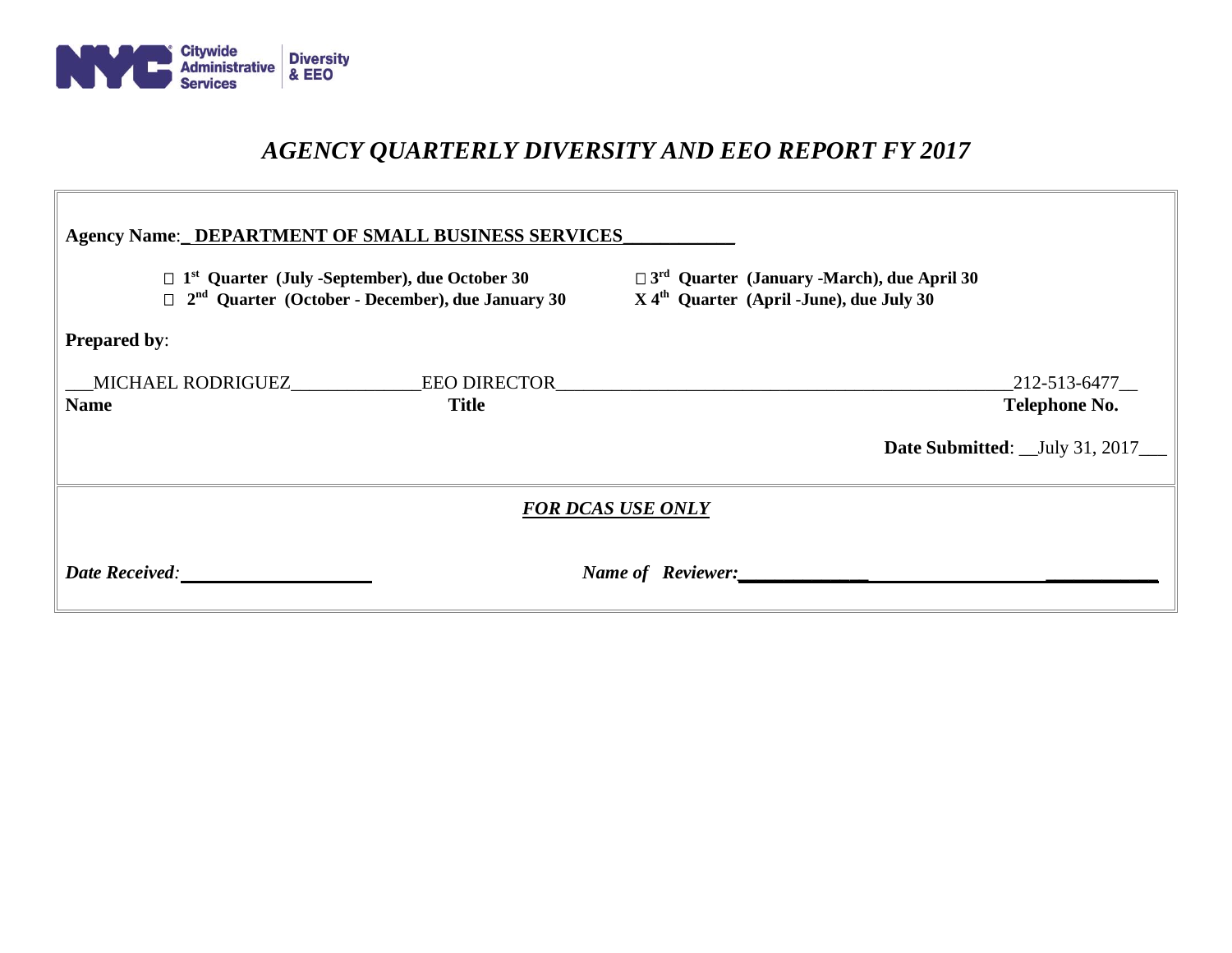NYC Citywide Administrative Services | Diversity & EEO

# *AGENCY QUARTERLY DIVERSITY AND EEO REPORT FY 2017*

**Agency Name**:_ **DEPARTMENT OF SMALL BUSINESS SERVICES**____________

☐ **1st Quarter (July -September), due October 30**
☐ **2nd Quarter (October - December), due January 30**
☐ **3rd Quarter (January -March), due April 30**
**X 4th Quarter (April -June), due July 30**

**Prepared by**:

| **Name** | **Title** | **Telephone No.** |
|---|---|---|
| MICHAEL RODRIGUEZ | EEO DIRECTOR | 212-513-6477 |

**Date Submitted**: __July 31, 2017___

***FOR DCAS USE ONLY***

***Date Received***: ____________________

***Name of Reviewer:*** ____________________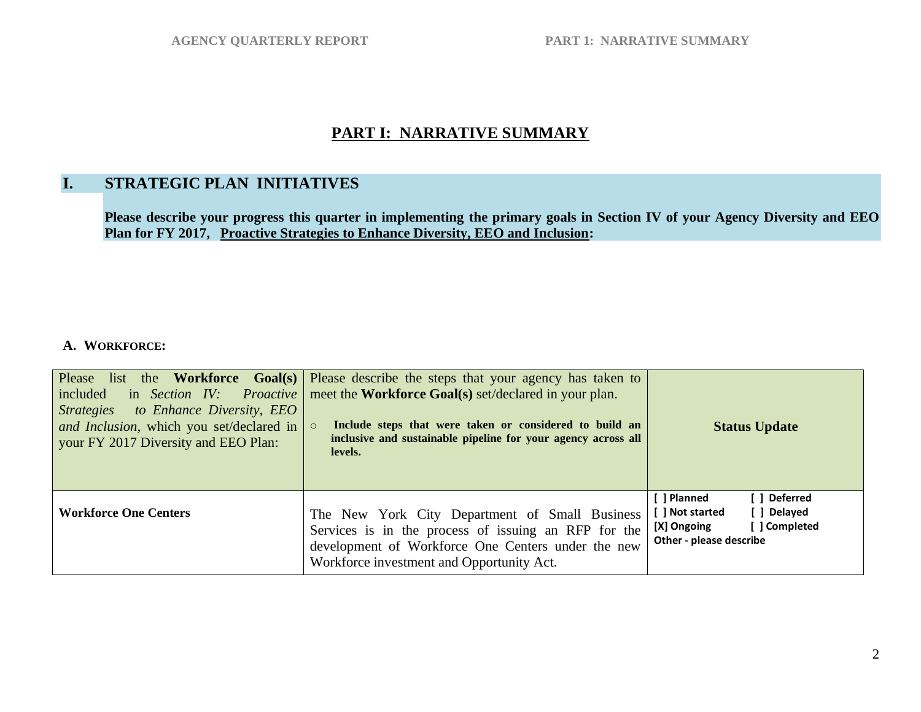## PART I: NARRATIVE SUMMARY

## I. STRATEGIC PLAN INITIATIVES

**Please describe your progress this quarter in implementing the primary goals in Section IV of your Agency Diversity and EEO Plan for FY 2017, Proactive Strategies to Enhance Diversity, EEO and Inclusion:**

### A. WORKFORCE:

| Please list the **Workforce Goal(s)** included in *Section IV: Proactive Strategies to Enhance Diversity, EEO and Inclusion*, which you set/declared in your FY 2017 Diversity and EEO Plan: | Please describe the steps that your agency has taken to meet the **Workforce Goal(s)** set/declared in your plan.<br>○ **Include steps that were taken or considered to build an inclusive and sustainable pipeline for your agency across all levels.** | **Status Update** |
|---|---|---|
| **Workforce One Centers** | The New York City Department of Small Business Services is in the process of issuing an RFP for the development of Workforce One Centers under the new Workforce investment and Opportunity Act. | **[ ] Planned [ ] Deferred<br>[ ] Not started [ ] Delayed<br>[X] Ongoing [ ] Completed<br>Other - please describe** |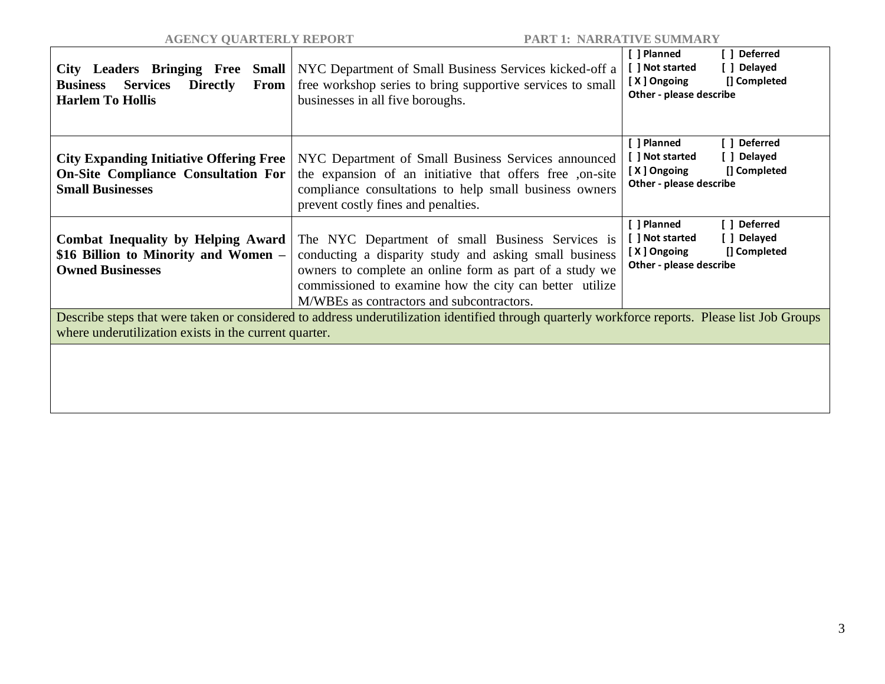| | | |
|---|---|---|
| **City Leaders Bringing Free Small Business Services Directly From Harlem To Hollis** | NYC Department of Small Business Services kicked-off a free workshop series to bring supportive services to small businesses in all five boroughs. | **[ ] Planned [ ] Deferred [ ] Not started [ ] Delayed [ X ] Ongoing [] Completed Other - please describe** |
| **City Expanding Initiative Offering Free On-Site Compliance Consultation For Small Businesses** | NYC Department of Small Business Services announced the expansion of an initiative that offers free ,on-site compliance consultations to help small business owners prevent costly fines and penalties. | **[ ] Planned [ ] Deferred [ ] Not started [ ] Delayed [ X ] Ongoing [] Completed Other - please describe** |
| **Combat Inequality by Helping Award $16 Billion to Minority and Women – Owned Businesses** | The NYC Department of small Business Services is conducting a disparity study and asking small business owners to complete an online form as part of a study we commissioned to examine how the city can better utilize M/WBEs as contractors and subcontractors. | **[ ] Planned [ ] Deferred [ ] Not started [ ] Delayed [ X ] Ongoing [] Completed Other - please describe** |
| Describe steps that were taken or considered to address underutilization identified through quarterly workforce reports. Please list Job Groups where underutilization exists in the current quarter. | | |
| | | |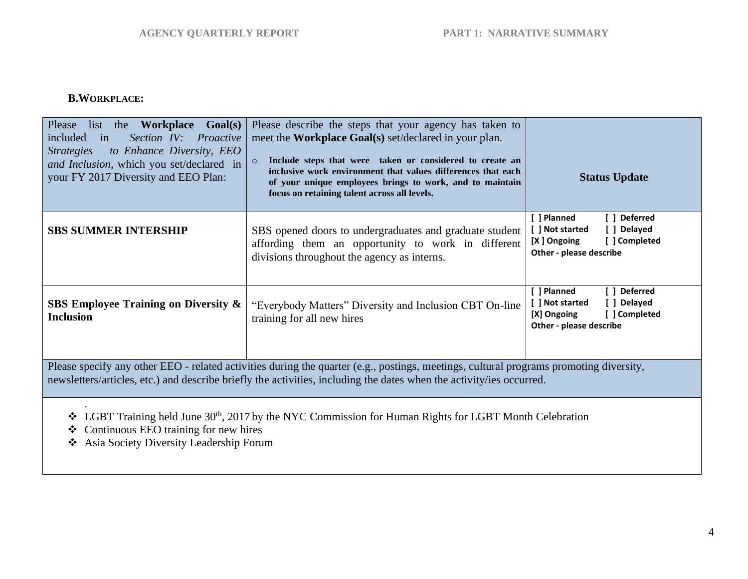**B.WORKPLACE:**

| Please list the **Workplace Goal(s)** included in *Section IV: Proactive Strategies to Enhance Diversity, EEO and Inclusion,* which you set/declared in your FY 2017 Diversity and EEO Plan: | Please describe the steps that your agency has taken to meet the **Workplace Goal(s)** set/declared in your plan.<br>○ **Include steps that were taken or considered to create an inclusive work environment that values differences that each of your unique employees brings to work, and to maintain focus on retaining talent across all levels.** | **Status Update** |
|---|---|---|
| **SBS SUMMER INTERSHIP** | SBS opened doors to undergraduates and graduate student affording them an opportunity to work in different divisions throughout the agency as interns. | **[ ] Planned [ ] Deferred<br>[ ] Not started [ ] Delayed<br>[X ] Ongoing [ ] Completed<br>Other - please describe** |
| **SBS Employee Training on Diversity & Inclusion** | "Everybody Matters" Diversity and Inclusion CBT On-line training for all new hires | **[ ] Planned [ ] Deferred<br>[ ] Not started [ ] Delayed<br>[X] Ongoing [ ] Completed<br>Other - please describe** |

Please specify any other EEO - related activities during the quarter (e.g., postings, meetings, cultural programs promoting diversity, newsletters/articles, etc.) and describe briefly the activities, including the dates when the activity/ies occurred.

.

- LGBT Training held June 30th, 2017 by the NYC Commission for Human Rights for LGBT Month Celebration
- Continuous EEO training for new hires
- Asia Society Diversity Leadership Forum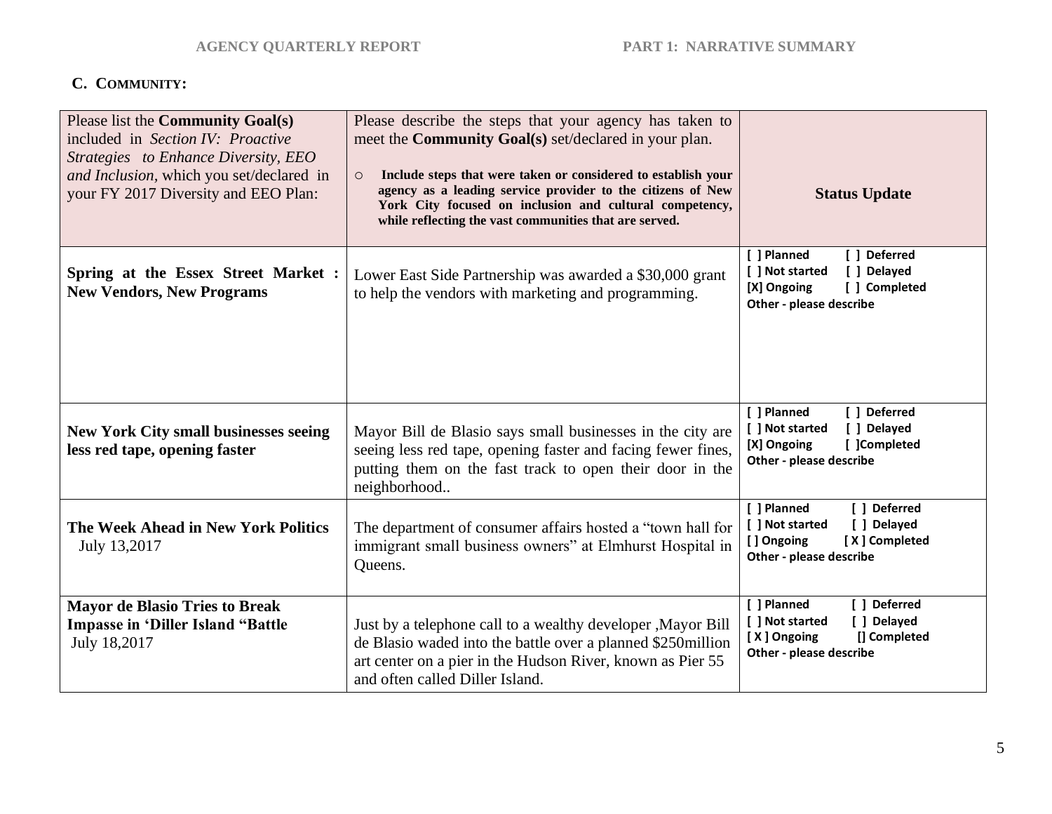## C. COMMUNITY:

| Please list the **Community Goal(s)** included in *Section IV: Proactive Strategies to Enhance Diversity, EEO and Inclusion*, which you set/declared in your FY 2017 Diversity and EEO Plan: | Please describe the steps that your agency has taken to meet the **Community Goal(s)** set/declared in your plan.<br><br>○ **Include steps that were taken or considered to establish your agency as a leading service provider to the citizens of New York City focused on inclusion and cultural competency, while reflecting the vast communities that are served.** | **Status Update** |
|---|---|---|
| **Spring at the Essex Street Market : New Vendors, New Programs** | Lower East Side Partnership was awarded a $30,000 grant to help the vendors with marketing and programming. | **[ ] Planned [ ] Deferred**<br>**[ ] Not started [ ] Delayed**<br>**[X] Ongoing [ ] Completed**<br>**Other - please describe** |
| **New York City small businesses seeing less red tape, opening faster** | Mayor Bill de Blasio says small businesses in the city are seeing less red tape, opening faster and facing fewer fines, putting them on the fast track to open their door in the neighborhood.. | **[ ] Planned [ ] Deferred**<br>**[ ] Not started [ ] Delayed**<br>**[X] Ongoing [ ]Completed**<br>**Other - please describe** |
| **The Week Ahead in New York Politics** July 13,2017 | The department of consumer affairs hosted a "town hall for immigrant small business owners" at Elmhurst Hospital in Queens. | **[ ] Planned [ ] Deferred**<br>**[ ] Not started [ ] Delayed**<br>**[ ] Ongoing [ X ] Completed**<br>**Other - please describe** |
| **Mayor de Blasio Tries to Break Impasse in 'Diller Island "Battle** July 18,2017 | Just by a telephone call to a wealthy developer ,Mayor Bill de Blasio waded into the battle over a planned $250million art center on a pier in the Hudson River, known as Pier 55 and often called Diller Island. | **[ ] Planned [ ] Deferred**<br>**[ ] Not started [ ] Delayed**<br>**[ X ] Ongoing [] Completed**<br>**Other - please describe** |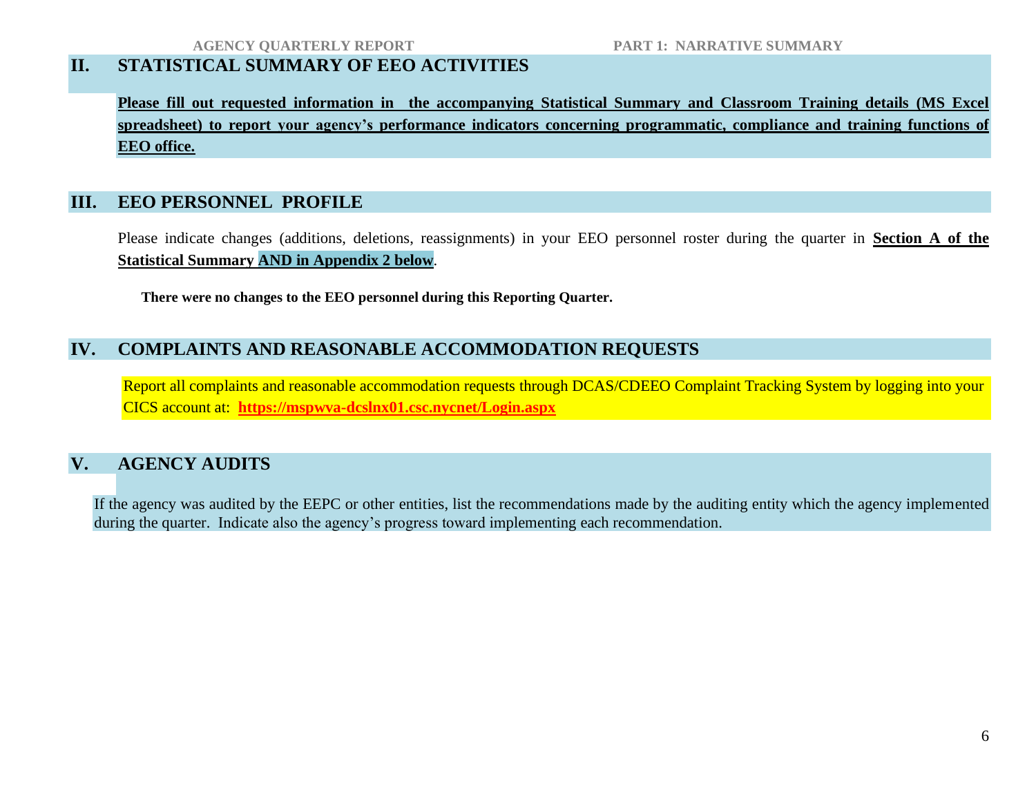## II. STATISTICAL SUMMARY OF EEO ACTIVITIES

**Please fill out requested information in the accompanying Statistical Summary and Classroom Training details (MS Excel spreadsheet) to report your agency's performance indicators concerning programmatic, compliance and training functions of EEO office.**

## III. EEO PERSONNEL PROFILE

Please indicate changes (additions, deletions, reassignments) in your EEO personnel roster during the quarter in **Section A of the Statistical Summary AND in Appendix 2 below**.

**There were no changes to the EEO personnel during this Reporting Quarter.**

## IV. COMPLAINTS AND REASONABLE ACCOMMODATION REQUESTS

Report all complaints and reasonable accommodation requests through DCAS/CDEEO Complaint Tracking System by logging into your CICS account at: **https://mspwva-dcslnx01.csc.nycnet/Login.aspx**

## V. AGENCY AUDITS

If the agency was audited by the EEPC or other entities, list the recommendations made by the auditing entity which the agency implemented during the quarter. Indicate also the agency's progress toward implementing each recommendation.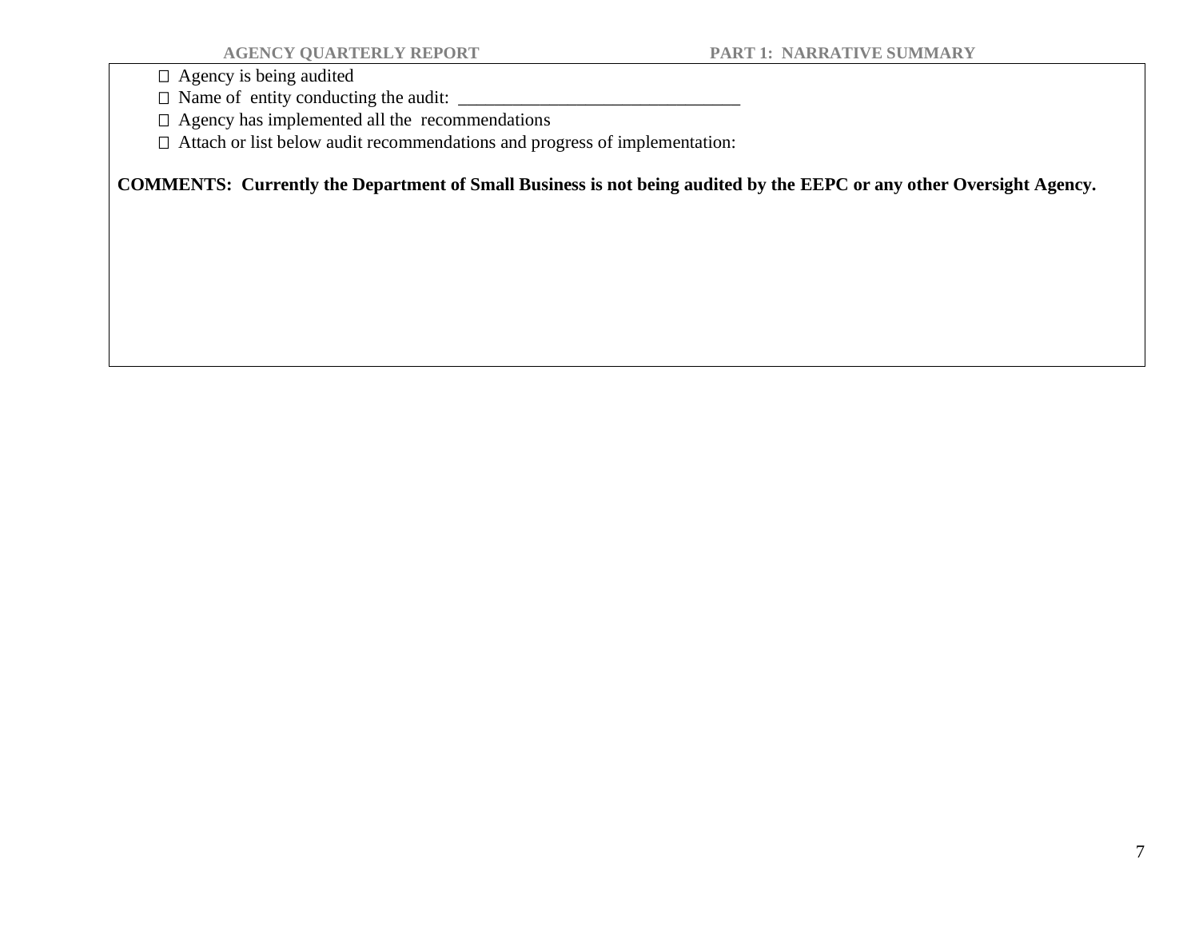- ☐ Agency is being audited
- ☐ Name of entity conducting the audit: _______________________________
- ☐ Agency has implemented all the recommendations
- ☐ Attach or list below audit recommendations and progress of implementation:

**COMMENTS: Currently the Department of Small Business is not being audited by the EEPC or any other Oversight Agency.**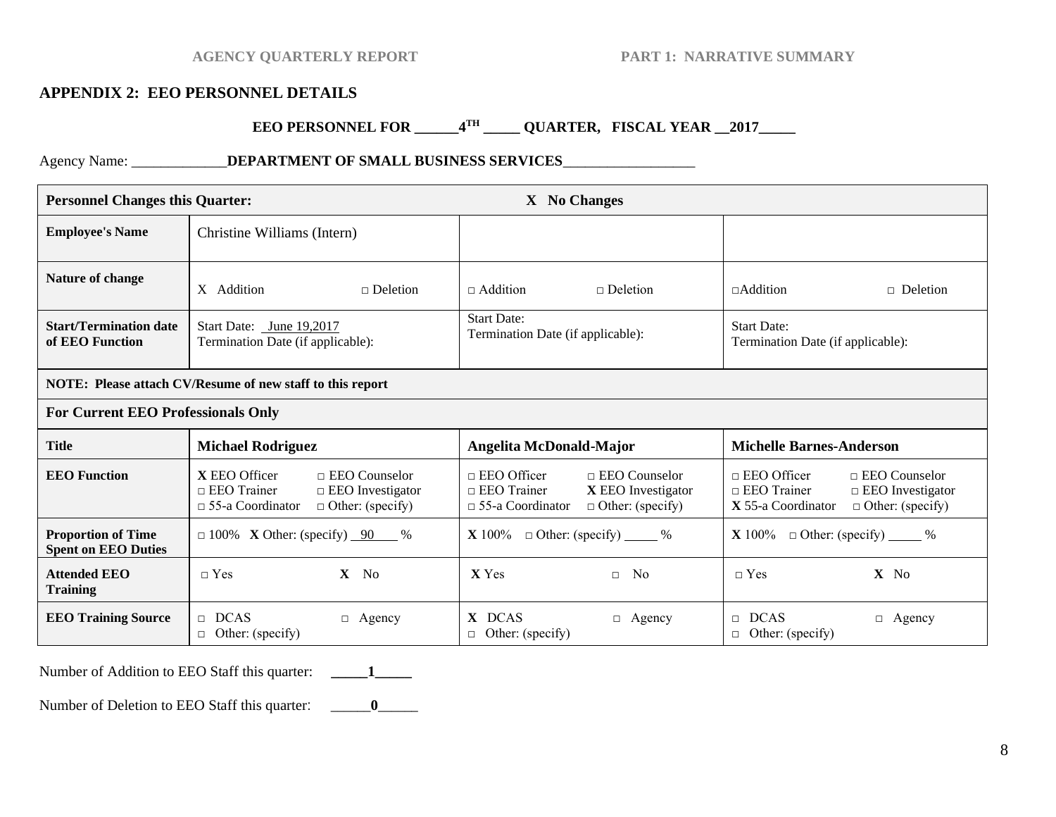AGENCY QUARTERLY REPORT PART 1: NARRATIVE SUMMARY

## APPENDIX 2: EEO PERSONNEL DETAILS

**EEO PERSONNEL FOR ______4[TH] _____ QUARTER, FISCAL YEAR __2017_____**

Agency Name: _____________**DEPARTMENT OF SMALL BUSINESS SERVICES**__________________

| **Personnel Changes this Quarter:** | **X No Changes** | | |
|---|---|---|---|
| **Employee's Name** | Christine Williams (Intern) | | |
| **Nature of change** | X Addition □ Deletion | □ Addition □ Deletion | □Addition □ Deletion |
| **Start/Termination date of EEO Function** | Start Date: June 19,2017<br>Termination Date (if applicable): | Start Date:<br>Termination Date (if applicable): | Start Date:<br>Termination Date (if applicable): |
| **NOTE: Please attach CV/Resume of new staff to this report** | | | |
| **For Current EEO Professionals Only** | | | |
| **Title** | **Michael Rodriguez** | **Angelita McDonald-Major** | **Michelle Barnes-Anderson** |
| **EEO Function** | **X** EEO Officer □ EEO Counselor<br>□ EEO Trainer □ EEO Investigator<br>□ 55-a Coordinator □ Other: (specify) | □ EEO Officer □ EEO Counselor<br>□ EEO Trainer **X** EEO Investigator<br>□ 55-a Coordinator □ Other: (specify) | □ EEO Officer □ EEO Counselor<br>□ EEO Trainer □ EEO Investigator<br>**X** 55-a Coordinator □ Other: (specify) |
| **Proportion of Time Spent on EEO Duties** | □ 100% **X** Other: (specify) 90 % | **X** 100% □ Other: (specify) _____ % | **X** 100% □ Other: (specify) _____ % |
| **Attended EEO Training** | □ Yes **X** No | **X** Yes □ No | □ Yes **X** No |
| **EEO Training Source** | □ DCAS □ Agency<br>□ Other: (specify) | **X** DCAS □ Agency<br>□ Other: (specify) | □ DCAS □ Agency<br>□ Other: (specify) |

Number of Addition to EEO Staff this quarter: _____**1**_____

Number of Deletion to EEO Staff this quarter: _____**0**_____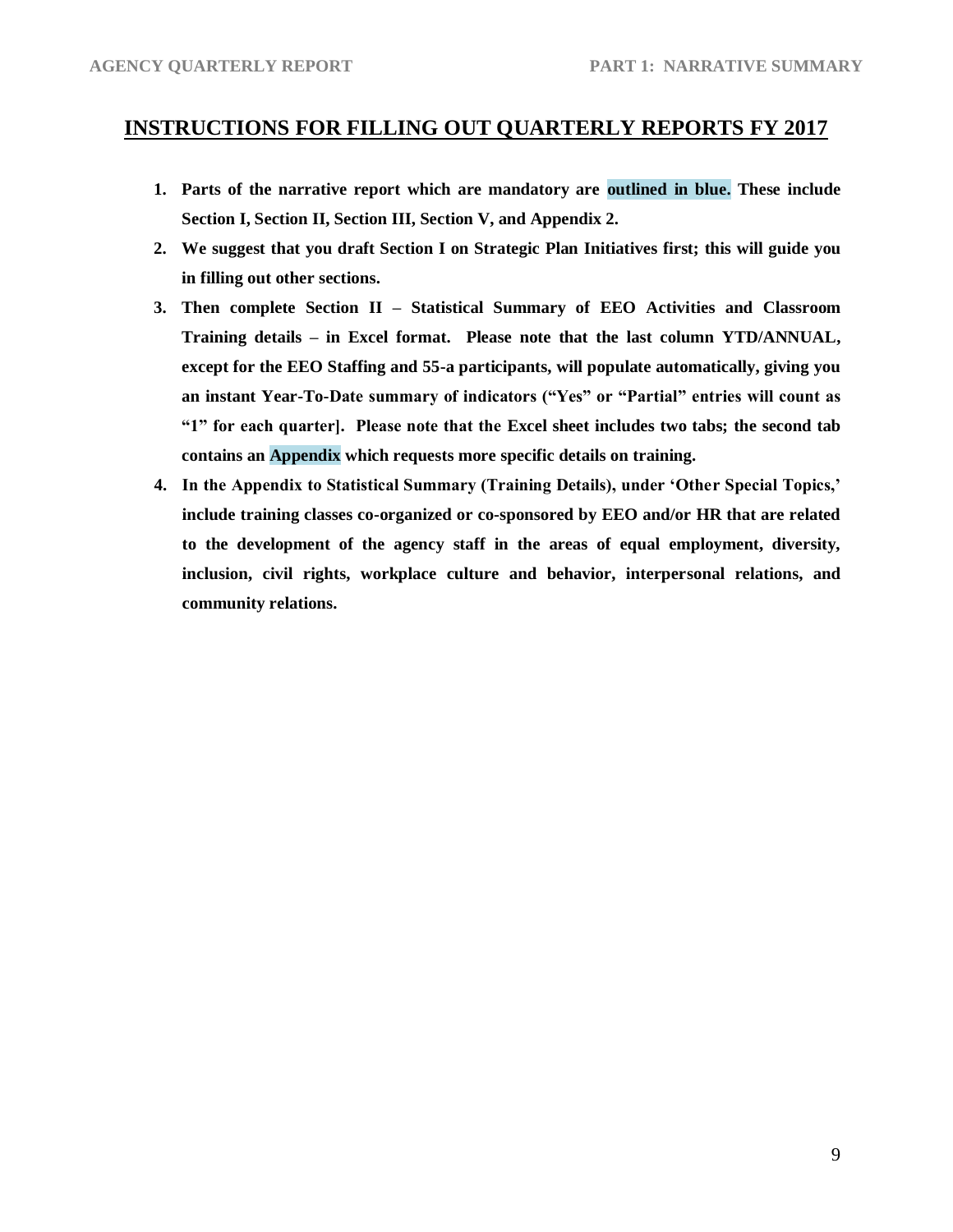## INSTRUCTIONS FOR FILLING OUT QUARTERLY REPORTS FY 2017

1. **Parts of the narrative report which are mandatory are outlined in blue. These include Section I, Section II, Section III, Section V, and Appendix 2.**
2. **We suggest that you draft Section I on Strategic Plan Initiatives first; this will guide you in filling out other sections.**
3. **Then complete Section II – Statistical Summary of EEO Activities and Classroom Training details – in Excel format. Please note that the last column YTD/ANNUAL, except for the EEO Staffing and 55-a participants, will populate automatically, giving you an instant Year-To-Date summary of indicators ("Yes" or "Partial" entries will count as "1" for each quarter]. Please note that the Excel sheet includes two tabs; the second tab contains an Appendix which requests more specific details on training.**
4. **In the Appendix to Statistical Summary (Training Details), under 'Other Special Topics,' include training classes co-organized or co-sponsored by EEO and/or HR that are related to the development of the agency staff in the areas of equal employment, diversity, inclusion, civil rights, workplace culture and behavior, interpersonal relations, and community relations.**